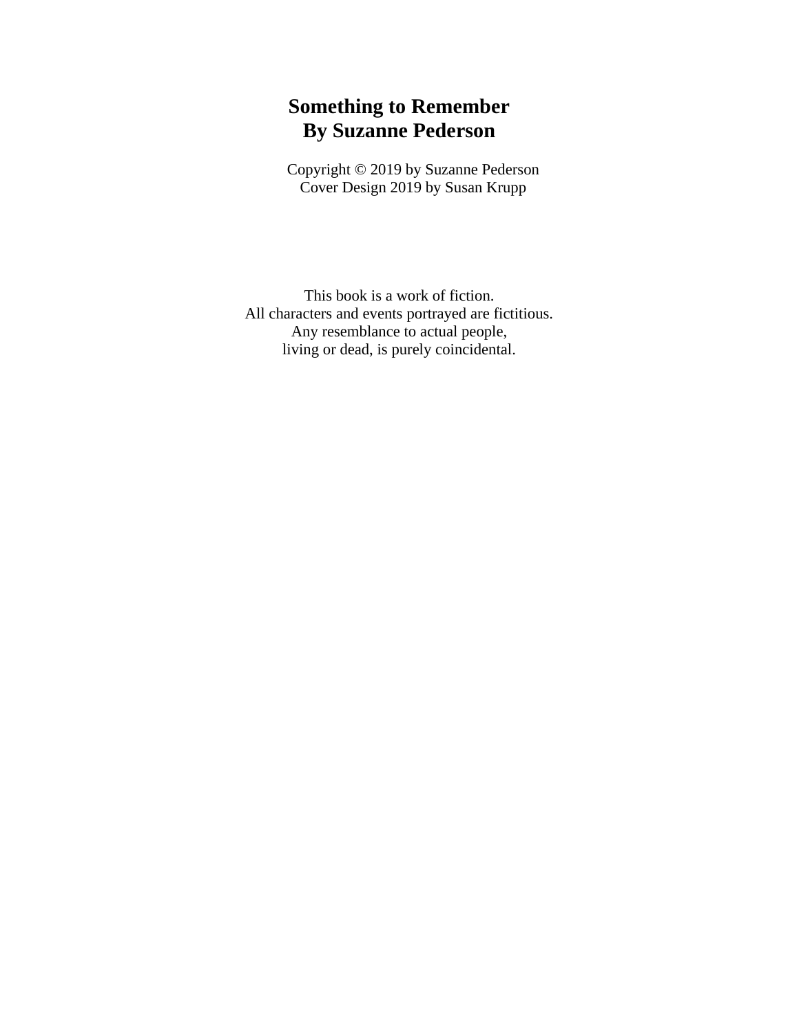# Something to Remember
## By Suzanne Pederson

Copyright © 2019 by Suzanne Pederson
Cover Design 2019 by Susan Krupp

This book is a work of fiction.
All characters and events portrayed are fictitious.
Any resemblance to actual people,
living or dead, is purely coincidental.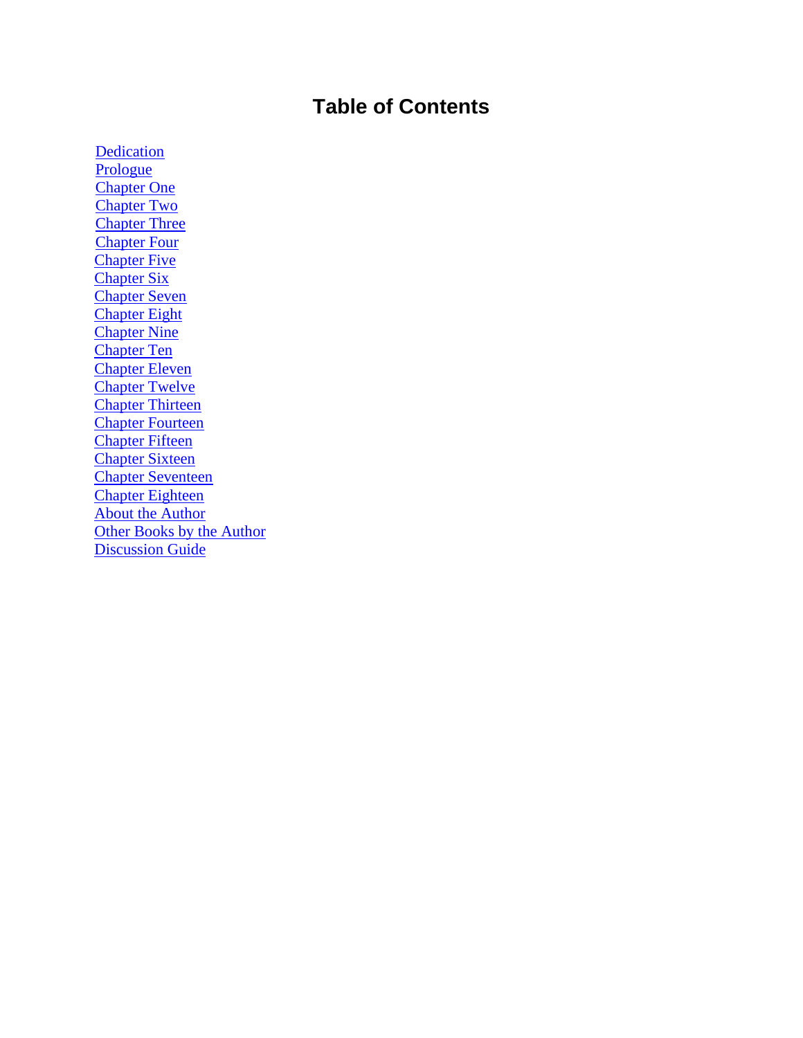# Table of Contents

Dedication
Prologue
Chapter One
Chapter Two
Chapter Three
Chapter Four
Chapter Five
Chapter Six
Chapter Seven
Chapter Eight
Chapter Nine
Chapter Ten
Chapter Eleven
Chapter Twelve
Chapter Thirteen
Chapter Fourteen
Chapter Fifteen
Chapter Sixteen
Chapter Seventeen
Chapter Eighteen
About the Author
Other Books by the Author
Discussion Guide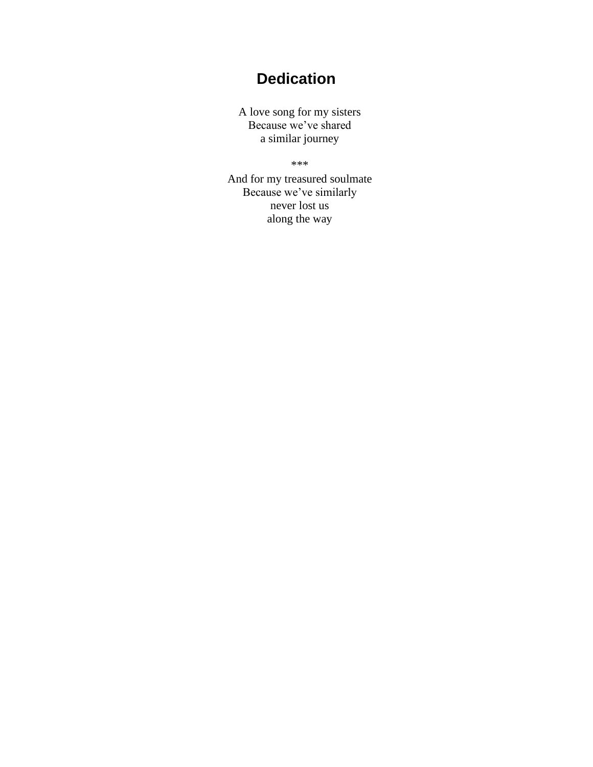# Dedication

A love song for my sisters
Because we've shared
a similar journey

***

And for my treasured soulmate
Because we've similarly
never lost us
along the way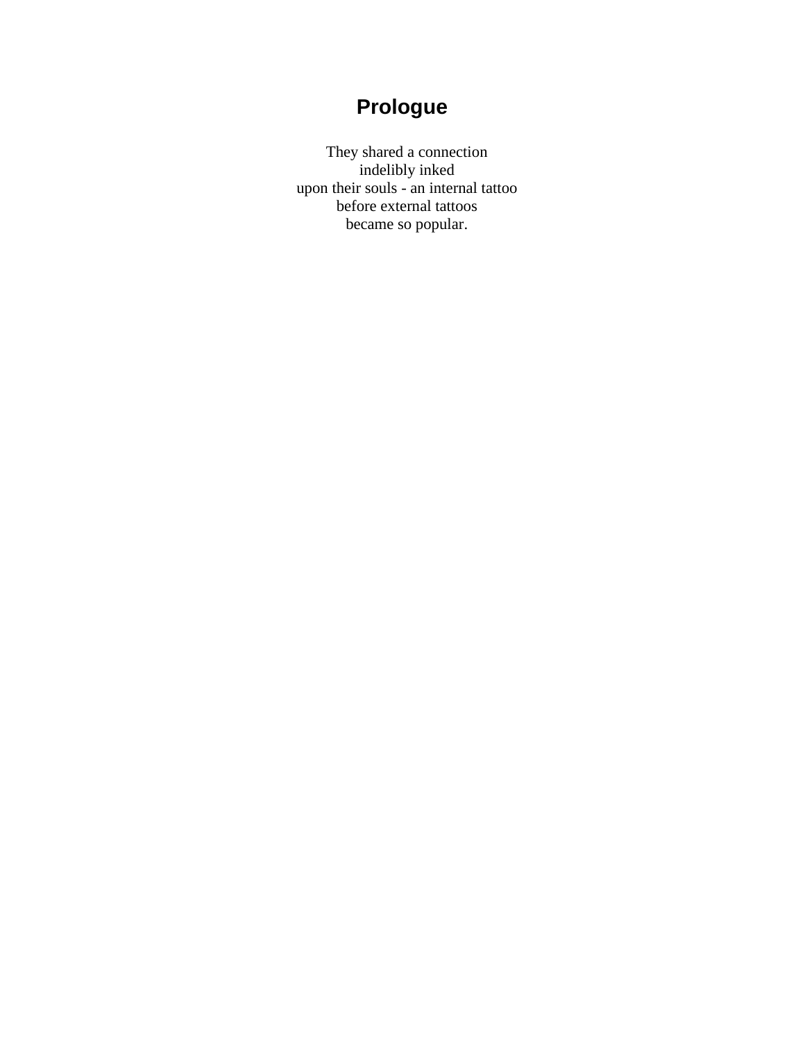# Prologue

They shared a connection  
indelibly inked  
upon their souls - an internal tattoo  
before external tattoos  
became so popular.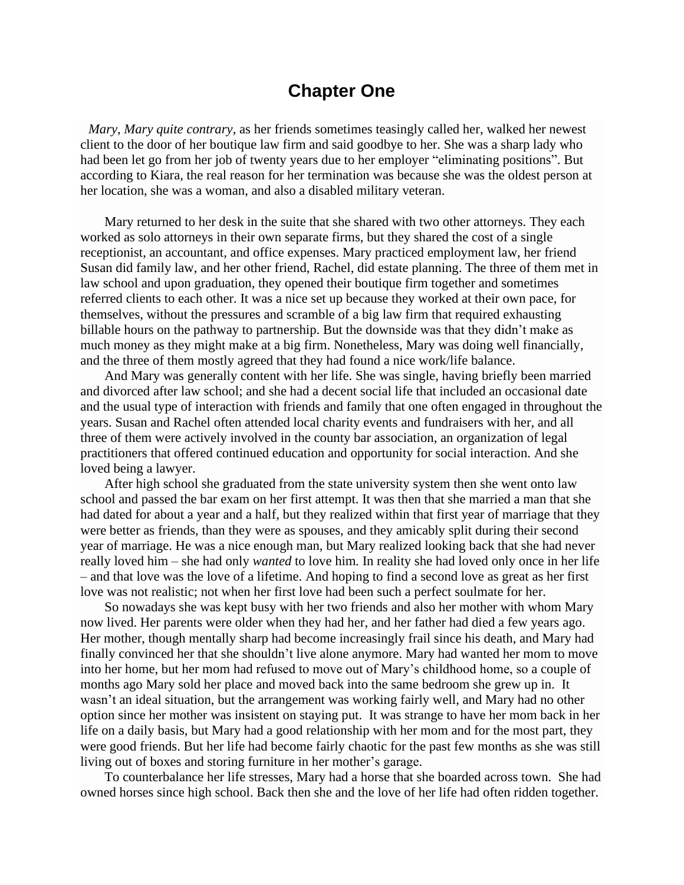# Chapter One

*Mary, Mary quite contrary*, as her friends sometimes teasingly called her, walked her newest client to the door of her boutique law firm and said goodbye to her. She was a sharp lady who had been let go from her job of twenty years due to her employer "eliminating positions". But according to Kiara, the real reason for her termination was because she was the oldest person at her location, she was a woman, and also a disabled military veteran.

Mary returned to her desk in the suite that she shared with two other attorneys. They each worked as solo attorneys in their own separate firms, but they shared the cost of a single receptionist, an accountant, and office expenses. Mary practiced employment law, her friend Susan did family law, and her other friend, Rachel, did estate planning. The three of them met in law school and upon graduation, they opened their boutique firm together and sometimes referred clients to each other. It was a nice set up because they worked at their own pace, for themselves, without the pressures and scramble of a big law firm that required exhausting billable hours on the pathway to partnership. But the downside was that they didn't make as much money as they might make at a big firm. Nonetheless, Mary was doing well financially, and the three of them mostly agreed that they had found a nice work/life balance.

And Mary was generally content with her life. She was single, having briefly been married and divorced after law school; and she had a decent social life that included an occasional date and the usual type of interaction with friends and family that one often engaged in throughout the years. Susan and Rachel often attended local charity events and fundraisers with her, and all three of them were actively involved in the county bar association, an organization of legal practitioners that offered continued education and opportunity for social interaction. And she loved being a lawyer.

After high school she graduated from the state university system then she went onto law school and passed the bar exam on her first attempt. It was then that she married a man that she had dated for about a year and a half, but they realized within that first year of marriage that they were better as friends, than they were as spouses, and they amicably split during their second year of marriage. He was a nice enough man, but Mary realized looking back that she had never really loved him – she had only *wanted* to love him. In reality she had loved only once in her life – and that love was the love of a lifetime. And hoping to find a second love as great as her first love was not realistic; not when her first love had been such a perfect soulmate for her.

So nowadays she was kept busy with her two friends and also her mother with whom Mary now lived. Her parents were older when they had her, and her father had died a few years ago. Her mother, though mentally sharp had become increasingly frail since his death, and Mary had finally convinced her that she shouldn't live alone anymore. Mary had wanted her mom to move into her home, but her mom had refused to move out of Mary's childhood home, so a couple of months ago Mary sold her place and moved back into the same bedroom she grew up in. It wasn't an ideal situation, but the arrangement was working fairly well, and Mary had no other option since her mother was insistent on staying put. It was strange to have her mom back in her life on a daily basis, but Mary had a good relationship with her mom and for the most part, they were good friends. But her life had become fairly chaotic for the past few months as she was still living out of boxes and storing furniture in her mother's garage.

To counterbalance her life stresses, Mary had a horse that she boarded across town. She had owned horses since high school. Back then she and the love of her life had often ridden together.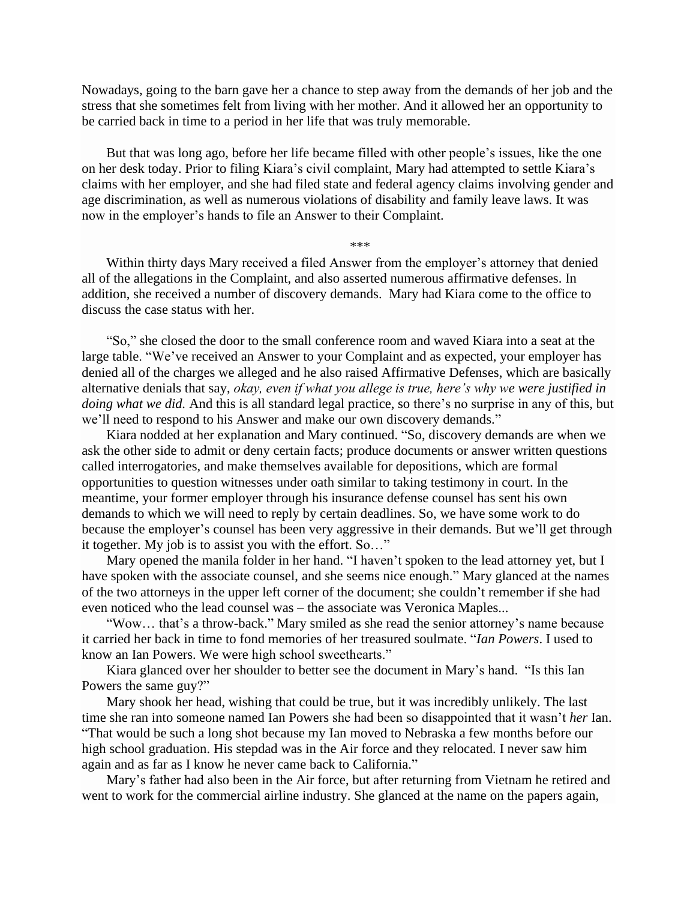Nowadays, going to the barn gave her a chance to step away from the demands of her job and the stress that she sometimes felt from living with her mother. And it allowed her an opportunity to be carried back in time to a period in her life that was truly memorable.

But that was long ago, before her life became filled with other people's issues, like the one on her desk today. Prior to filing Kiara's civil complaint, Mary had attempted to settle Kiara's claims with her employer, and she had filed state and federal agency claims involving gender and age discrimination, as well as numerous violations of disability and family leave laws. It was now in the employer's hands to file an Answer to their Complaint.

\*\*\*

Within thirty days Mary received a filed Answer from the employer's attorney that denied all of the allegations in the Complaint, and also asserted numerous affirmative defenses. In addition, she received a number of discovery demands. Mary had Kiara come to the office to discuss the case status with her.

"So," she closed the door to the small conference room and waved Kiara into a seat at the large table. "We've received an Answer to your Complaint and as expected, your employer has denied all of the charges we alleged and he also raised Affirmative Defenses, which are basically alternative denials that say, *okay, even if what you allege is true, here's why we were justified in doing what we did.* And this is all standard legal practice, so there's no surprise in any of this, but we'll need to respond to his Answer and make our own discovery demands."

Kiara nodded at her explanation and Mary continued. "So, discovery demands are when we ask the other side to admit or deny certain facts; produce documents or answer written questions called interrogatories, and make themselves available for depositions, which are formal opportunities to question witnesses under oath similar to taking testimony in court. In the meantime, your former employer through his insurance defense counsel has sent his own demands to which we will need to reply by certain deadlines. So, we have some work to do because the employer's counsel has been very aggressive in their demands. But we'll get through it together. My job is to assist you with the effort. So…"

Mary opened the manila folder in her hand. "I haven't spoken to the lead attorney yet, but I have spoken with the associate counsel, and she seems nice enough." Mary glanced at the names of the two attorneys in the upper left corner of the document; she couldn't remember if she had even noticed who the lead counsel was – the associate was Veronica Maples...

"Wow… that's a throw-back." Mary smiled as she read the senior attorney's name because it carried her back in time to fond memories of her treasured soulmate. "*Ian Powers*. I used to know an Ian Powers. We were high school sweethearts."

Kiara glanced over her shoulder to better see the document in Mary's hand. "Is this Ian Powers the same guy?"

Mary shook her head, wishing that could be true, but it was incredibly unlikely. The last time she ran into someone named Ian Powers she had been so disappointed that it wasn't *her* Ian. "That would be such a long shot because my Ian moved to Nebraska a few months before our high school graduation. His stepdad was in the Air force and they relocated. I never saw him again and as far as I know he never came back to California."

Mary's father had also been in the Air force, but after returning from Vietnam he retired and went to work for the commercial airline industry. She glanced at the name on the papers again,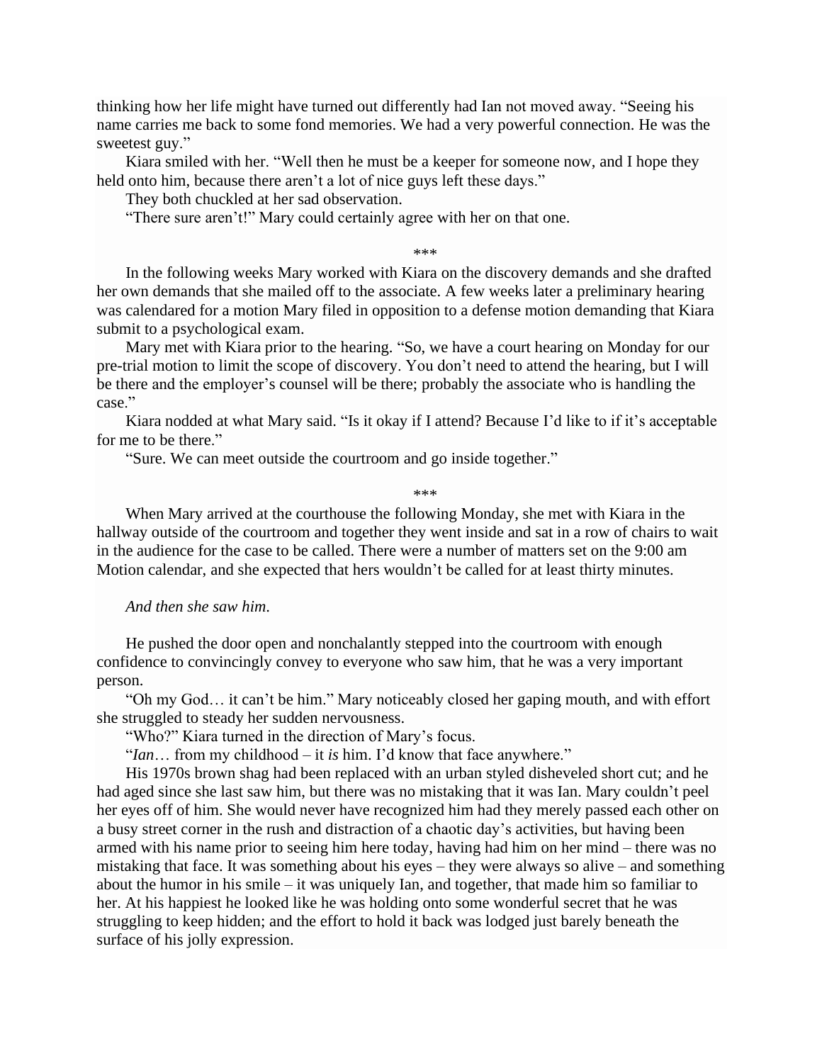thinking how her life might have turned out differently had Ian not moved away. "Seeing his name carries me back to some fond memories. We had a very powerful connection. He was the sweetest guy."

Kiara smiled with her. "Well then he must be a keeper for someone now, and I hope they held onto him, because there aren't a lot of nice guys left these days."

They both chuckled at her sad observation.

"There sure aren't!" Mary could certainly agree with her on that one.

\*\*\*

In the following weeks Mary worked with Kiara on the discovery demands and she drafted her own demands that she mailed off to the associate. A few weeks later a preliminary hearing was calendared for a motion Mary filed in opposition to a defense motion demanding that Kiara submit to a psychological exam.

Mary met with Kiara prior to the hearing. "So, we have a court hearing on Monday for our pre-trial motion to limit the scope of discovery. You don't need to attend the hearing, but I will be there and the employer's counsel will be there; probably the associate who is handling the case."

Kiara nodded at what Mary said. "Is it okay if I attend? Because I'd like to if it's acceptable for me to be there."

"Sure. We can meet outside the courtroom and go inside together."

\*\*\*

When Mary arrived at the courthouse the following Monday, she met with Kiara in the hallway outside of the courtroom and together they went inside and sat in a row of chairs to wait in the audience for the case to be called. There were a number of matters set on the 9:00 am Motion calendar, and she expected that hers wouldn't be called for at least thirty minutes.

*And then she saw him.*

He pushed the door open and nonchalantly stepped into the courtroom with enough confidence to convincingly convey to everyone who saw him, that he was a very important person.

"Oh my God… it can't be him." Mary noticeably closed her gaping mouth, and with effort she struggled to steady her sudden nervousness.

"Who?" Kiara turned in the direction of Mary's focus.

"*Ian*… from my childhood – it *is* him. I'd know that face anywhere."

His 1970s brown shag had been replaced with an urban styled disheveled short cut; and he had aged since she last saw him, but there was no mistaking that it was Ian. Mary couldn't peel her eyes off of him. She would never have recognized him had they merely passed each other on a busy street corner in the rush and distraction of a chaotic day's activities, but having been armed with his name prior to seeing him here today, having had him on her mind – there was no mistaking that face. It was something about his eyes – they were always so alive – and something about the humor in his smile – it was uniquely Ian, and together, that made him so familiar to her. At his happiest he looked like he was holding onto some wonderful secret that he was struggling to keep hidden; and the effort to hold it back was lodged just barely beneath the surface of his jolly expression.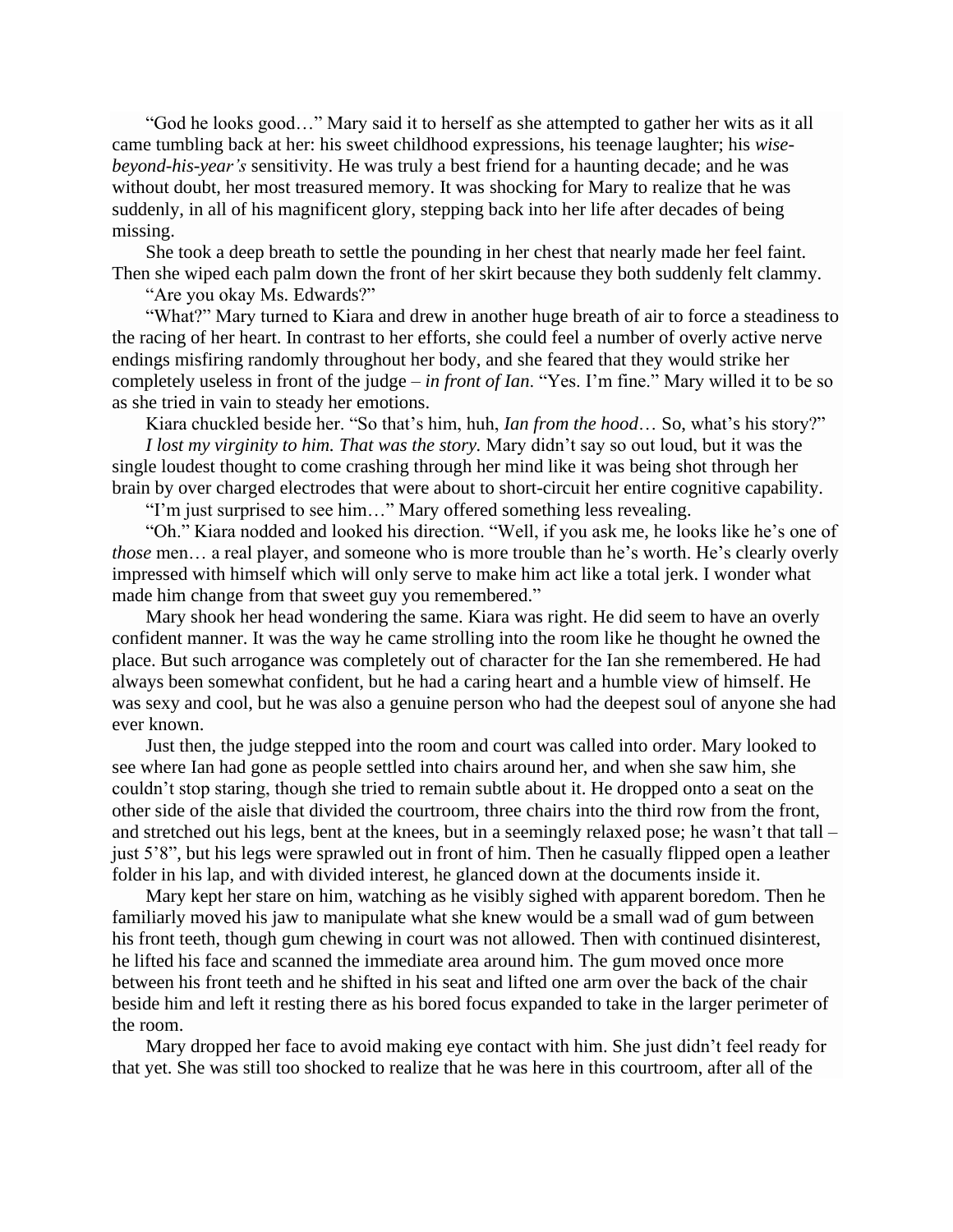"God he looks good…" Mary said it to herself as she attempted to gather her wits as it all came tumbling back at her: his sweet childhood expressions, his teenage laughter; his *wise-beyond-his-year's* sensitivity. He was truly a best friend for a haunting decade; and he was without doubt, her most treasured memory. It was shocking for Mary to realize that he was suddenly, in all of his magnificent glory, stepping back into her life after decades of being missing.

She took a deep breath to settle the pounding in her chest that nearly made her feel faint. Then she wiped each palm down the front of her skirt because they both suddenly felt clammy.

"Are you okay Ms. Edwards?"

"What?" Mary turned to Kiara and drew in another huge breath of air to force a steadiness to the racing of her heart. In contrast to her efforts, she could feel a number of overly active nerve endings misfiring randomly throughout her body, and she feared that they would strike her completely useless in front of the judge – *in front of Ian*. "Yes. I'm fine." Mary willed it to be so as she tried in vain to steady her emotions.

Kiara chuckled beside her. "So that's him, huh, *Ian from the hood*… So, what's his story?"

*I lost my virginity to him. That was the story.* Mary didn't say so out loud, but it was the single loudest thought to come crashing through her mind like it was being shot through her brain by over charged electrodes that were about to short-circuit her entire cognitive capability.

"I'm just surprised to see him…" Mary offered something less revealing.

"Oh." Kiara nodded and looked his direction. "Well, if you ask me, he looks like he's one of *those* men… a real player, and someone who is more trouble than he's worth. He's clearly overly impressed with himself which will only serve to make him act like a total jerk. I wonder what made him change from that sweet guy you remembered."

Mary shook her head wondering the same. Kiara was right. He did seem to have an overly confident manner. It was the way he came strolling into the room like he thought he owned the place. But such arrogance was completely out of character for the Ian she remembered. He had always been somewhat confident, but he had a caring heart and a humble view of himself. He was sexy and cool, but he was also a genuine person who had the deepest soul of anyone she had ever known.

Just then, the judge stepped into the room and court was called into order. Mary looked to see where Ian had gone as people settled into chairs around her, and when she saw him, she couldn't stop staring, though she tried to remain subtle about it. He dropped onto a seat on the other side of the aisle that divided the courtroom, three chairs into the third row from the front, and stretched out his legs, bent at the knees, but in a seemingly relaxed pose; he wasn't that tall – just 5'8", but his legs were sprawled out in front of him. Then he casually flipped open a leather folder in his lap, and with divided interest, he glanced down at the documents inside it.

Mary kept her stare on him, watching as he visibly sighed with apparent boredom. Then he familiarly moved his jaw to manipulate what she knew would be a small wad of gum between his front teeth, though gum chewing in court was not allowed. Then with continued disinterest, he lifted his face and scanned the immediate area around him. The gum moved once more between his front teeth and he shifted in his seat and lifted one arm over the back of the chair beside him and left it resting there as his bored focus expanded to take in the larger perimeter of the room.

Mary dropped her face to avoid making eye contact with him. She just didn't feel ready for that yet. She was still too shocked to realize that he was here in this courtroom, after all of the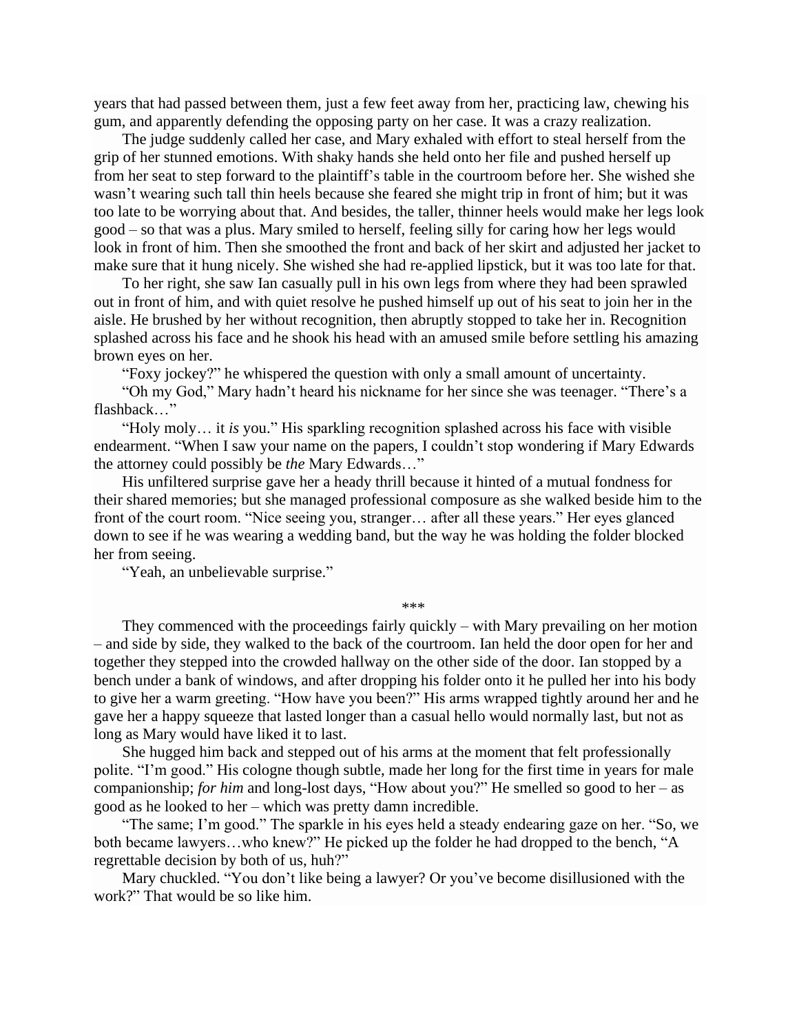years that had passed between them, just a few feet away from her, practicing law, chewing his gum, and apparently defending the opposing party on her case. It was a crazy realization.

The judge suddenly called her case, and Mary exhaled with effort to steal herself from the grip of her stunned emotions. With shaky hands she held onto her file and pushed herself up from her seat to step forward to the plaintiff's table in the courtroom before her. She wished she wasn't wearing such tall thin heels because she feared she might trip in front of him; but it was too late to be worrying about that. And besides, the taller, thinner heels would make her legs look good – so that was a plus. Mary smiled to herself, feeling silly for caring how her legs would look in front of him. Then she smoothed the front and back of her skirt and adjusted her jacket to make sure that it hung nicely. She wished she had re-applied lipstick, but it was too late for that.

To her right, she saw Ian casually pull in his own legs from where they had been sprawled out in front of him, and with quiet resolve he pushed himself up out of his seat to join her in the aisle. He brushed by her without recognition, then abruptly stopped to take her in. Recognition splashed across his face and he shook his head with an amused smile before settling his amazing brown eyes on her.

"Foxy jockey?" he whispered the question with only a small amount of uncertainty.

"Oh my God," Mary hadn't heard his nickname for her since she was teenager. "There's a flashback…"

"Holy moly… it *is* you." His sparkling recognition splashed across his face with visible endearment. "When I saw your name on the papers, I couldn't stop wondering if Mary Edwards the attorney could possibly be *the* Mary Edwards…"

His unfiltered surprise gave her a heady thrill because it hinted of a mutual fondness for their shared memories; but she managed professional composure as she walked beside him to the front of the court room. "Nice seeing you, stranger… after all these years." Her eyes glanced down to see if he was wearing a wedding band, but the way he was holding the folder blocked her from seeing.

"Yeah, an unbelievable surprise."

***

They commenced with the proceedings fairly quickly – with Mary prevailing on her motion – and side by side, they walked to the back of the courtroom. Ian held the door open for her and together they stepped into the crowded hallway on the other side of the door. Ian stopped by a bench under a bank of windows, and after dropping his folder onto it he pulled her into his body to give her a warm greeting. "How have you been?" His arms wrapped tightly around her and he gave her a happy squeeze that lasted longer than a casual hello would normally last, but not as long as Mary would have liked it to last.

She hugged him back and stepped out of his arms at the moment that felt professionally polite. "I'm good." His cologne though subtle, made her long for the first time in years for male companionship; *for him* and long-lost days, "How about you?" He smelled so good to her – as good as he looked to her – which was pretty damn incredible.

"The same; I'm good." The sparkle in his eyes held a steady endearing gaze on her. "So, we both became lawyers…who knew?" He picked up the folder he had dropped to the bench, "A regrettable decision by both of us, huh?"

Mary chuckled. "You don't like being a lawyer? Or you've become disillusioned with the work?" That would be so like him.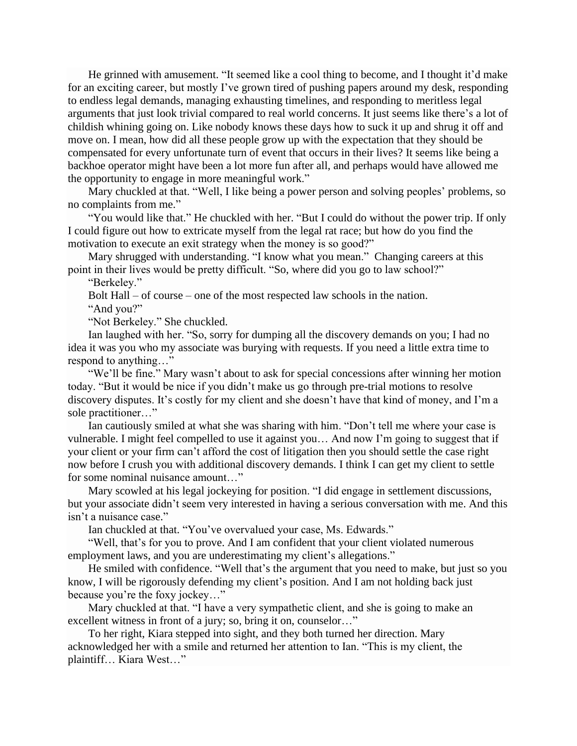He grinned with amusement. "It seemed like a cool thing to become, and I thought it'd make for an exciting career, but mostly I've grown tired of pushing papers around my desk, responding to endless legal demands, managing exhausting timelines, and responding to meritless legal arguments that just look trivial compared to real world concerns. It just seems like there's a lot of childish whining going on. Like nobody knows these days how to suck it up and shrug it off and move on. I mean, how did all these people grow up with the expectation that they should be compensated for every unfortunate turn of event that occurs in their lives? It seems like being a backhoe operator might have been a lot more fun after all, and perhaps would have allowed me the opportunity to engage in more meaningful work."

Mary chuckled at that. "Well, I like being a power person and solving peoples' problems, so no complaints from me."

"You would like that." He chuckled with her. "But I could do without the power trip. If only I could figure out how to extricate myself from the legal rat race; but how do you find the motivation to execute an exit strategy when the money is so good?"

Mary shrugged with understanding. "I know what you mean." Changing careers at this point in their lives would be pretty difficult. "So, where did you go to law school?"

"Berkeley."

Bolt Hall – of course – one of the most respected law schools in the nation.

"And you?"

"Not Berkeley." She chuckled.

Ian laughed with her. "So, sorry for dumping all the discovery demands on you; I had no idea it was you who my associate was burying with requests. If you need a little extra time to respond to anything…"

"We'll be fine." Mary wasn't about to ask for special concessions after winning her motion today. "But it would be nice if you didn't make us go through pre-trial motions to resolve discovery disputes. It's costly for my client and she doesn't have that kind of money, and I'm a sole practitioner…"

Ian cautiously smiled at what she was sharing with him. "Don't tell me where your case is vulnerable. I might feel compelled to use it against you… And now I'm going to suggest that if your client or your firm can't afford the cost of litigation then you should settle the case right now before I crush you with additional discovery demands. I think I can get my client to settle for some nominal nuisance amount…"

Mary scowled at his legal jockeying for position. "I did engage in settlement discussions, but your associate didn't seem very interested in having a serious conversation with me. And this isn't a nuisance case."

Ian chuckled at that. "You've overvalued your case, Ms. Edwards."

"Well, that's for you to prove. And I am confident that your client violated numerous employment laws, and you are underestimating my client's allegations."

He smiled with confidence. "Well that's the argument that you need to make, but just so you know, I will be rigorously defending my client's position. And I am not holding back just because you're the foxy jockey…"

Mary chuckled at that. "I have a very sympathetic client, and she is going to make an excellent witness in front of a jury; so, bring it on, counselor…"

To her right, Kiara stepped into sight, and they both turned her direction. Mary acknowledged her with a smile and returned her attention to Ian. "This is my client, the plaintiff… Kiara West…"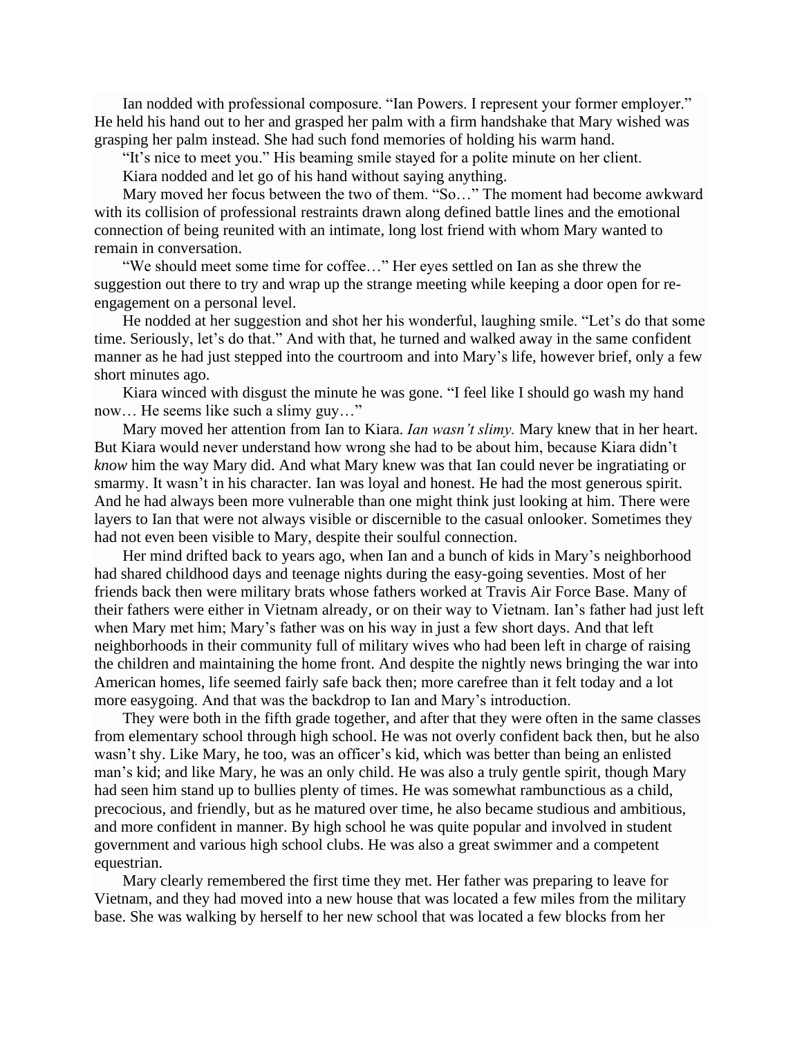Ian nodded with professional composure. "Ian Powers. I represent your former employer." He held his hand out to her and grasped her palm with a firm handshake that Mary wished was grasping her palm instead. She had such fond memories of holding his warm hand.

"It's nice to meet you." His beaming smile stayed for a polite minute on her client.

Kiara nodded and let go of his hand without saying anything.

Mary moved her focus between the two of them. "So…" The moment had become awkward with its collision of professional restraints drawn along defined battle lines and the emotional connection of being reunited with an intimate, long lost friend with whom Mary wanted to remain in conversation.

"We should meet some time for coffee…" Her eyes settled on Ian as she threw the suggestion out there to try and wrap up the strange meeting while keeping a door open for re-engagement on a personal level.

He nodded at her suggestion and shot her his wonderful, laughing smile. "Let's do that some time. Seriously, let's do that." And with that, he turned and walked away in the same confident manner as he had just stepped into the courtroom and into Mary's life, however brief, only a few short minutes ago.

Kiara winced with disgust the minute he was gone. "I feel like I should go wash my hand now… He seems like such a slimy guy…"

Mary moved her attention from Ian to Kiara. *Ian wasn't slimy.* Mary knew that in her heart. But Kiara would never understand how wrong she had to be about him, because Kiara didn't *know* him the way Mary did. And what Mary knew was that Ian could never be ingratiating or smarmy. It wasn't in his character. Ian was loyal and honest. He had the most generous spirit. And he had always been more vulnerable than one might think just looking at him. There were layers to Ian that were not always visible or discernible to the casual onlooker. Sometimes they had not even been visible to Mary, despite their soulful connection.

Her mind drifted back to years ago, when Ian and a bunch of kids in Mary's neighborhood had shared childhood days and teenage nights during the easy-going seventies. Most of her friends back then were military brats whose fathers worked at Travis Air Force Base. Many of their fathers were either in Vietnam already, or on their way to Vietnam. Ian's father had just left when Mary met him; Mary's father was on his way in just a few short days. And that left neighborhoods in their community full of military wives who had been left in charge of raising the children and maintaining the home front. And despite the nightly news bringing the war into American homes, life seemed fairly safe back then; more carefree than it felt today and a lot more easygoing. And that was the backdrop to Ian and Mary's introduction.

They were both in the fifth grade together, and after that they were often in the same classes from elementary school through high school. He was not overly confident back then, but he also wasn't shy. Like Mary, he too, was an officer's kid, which was better than being an enlisted man's kid; and like Mary, he was an only child. He was also a truly gentle spirit, though Mary had seen him stand up to bullies plenty of times. He was somewhat rambunctious as a child, precocious, and friendly, but as he matured over time, he also became studious and ambitious, and more confident in manner. By high school he was quite popular and involved in student government and various high school clubs. He was also a great swimmer and a competent equestrian.

Mary clearly remembered the first time they met. Her father was preparing to leave for Vietnam, and they had moved into a new house that was located a few miles from the military base. She was walking by herself to her new school that was located a few blocks from her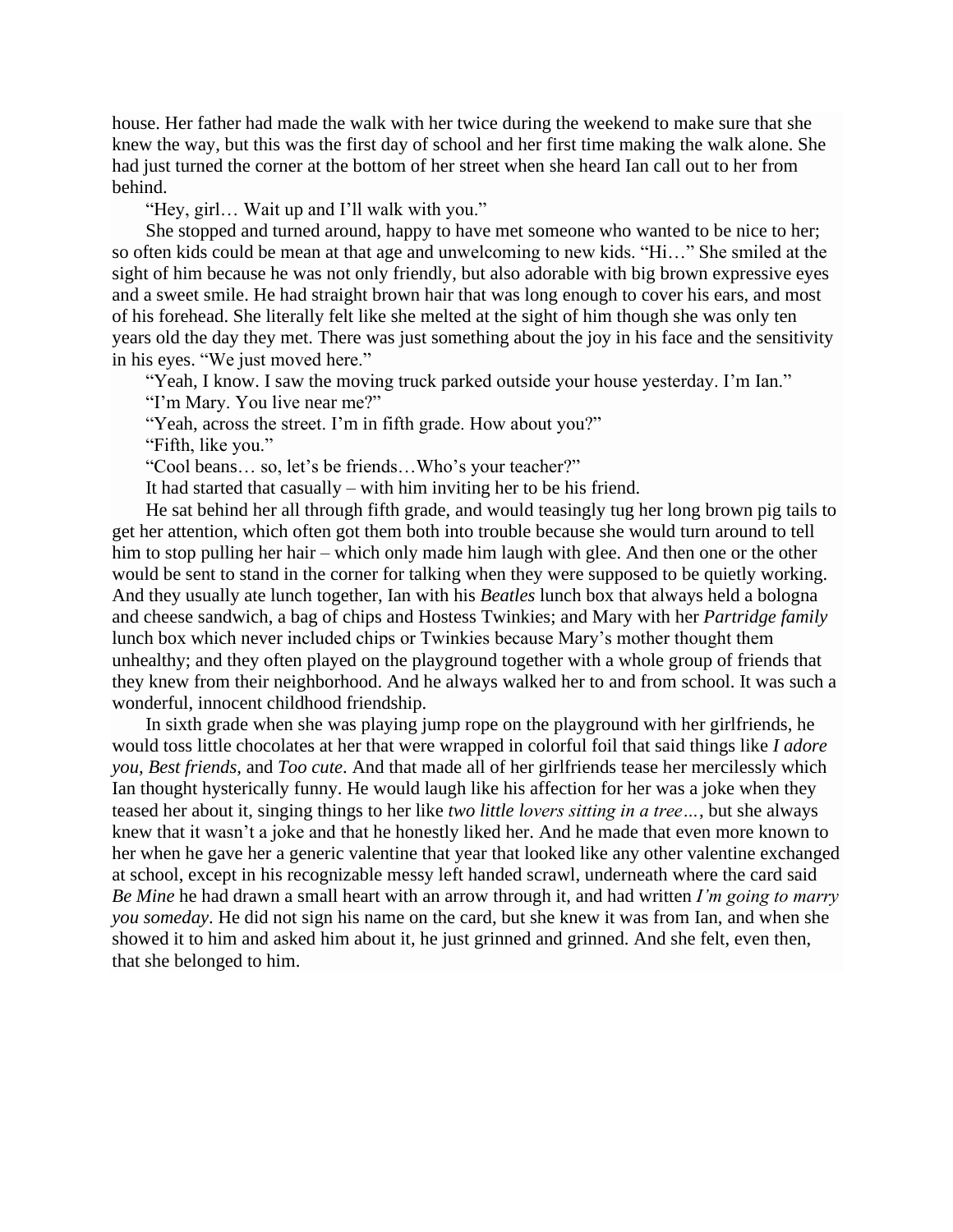house. Her father had made the walk with her twice during the weekend to make sure that she knew the way, but this was the first day of school and her first time making the walk alone. She had just turned the corner at the bottom of her street when she heard Ian call out to her from behind.

"Hey, girl… Wait up and I'll walk with you."

She stopped and turned around, happy to have met someone who wanted to be nice to her; so often kids could be mean at that age and unwelcoming to new kids. "Hi…" She smiled at the sight of him because he was not only friendly, but also adorable with big brown expressive eyes and a sweet smile. He had straight brown hair that was long enough to cover his ears, and most of his forehead. She literally felt like she melted at the sight of him though she was only ten years old the day they met. There was just something about the joy in his face and the sensitivity in his eyes. "We just moved here."

"Yeah, I know. I saw the moving truck parked outside your house yesterday. I'm Ian."

"I'm Mary. You live near me?"

"Yeah, across the street. I'm in fifth grade. How about you?"

"Fifth, like you."

"Cool beans… so, let's be friends…Who's your teacher?"

It had started that casually – with him inviting her to be his friend.

He sat behind her all through fifth grade, and would teasingly tug her long brown pig tails to get her attention, which often got them both into trouble because she would turn around to tell him to stop pulling her hair – which only made him laugh with glee. And then one or the other would be sent to stand in the corner for talking when they were supposed to be quietly working. And they usually ate lunch together, Ian with his *Beatles* lunch box that always held a bologna and cheese sandwich, a bag of chips and Hostess Twinkies; and Mary with her *Partridge family* lunch box which never included chips or Twinkies because Mary's mother thought them unhealthy; and they often played on the playground together with a whole group of friends that they knew from their neighborhood. And he always walked her to and from school. It was such a wonderful, innocent childhood friendship.

In sixth grade when she was playing jump rope on the playground with her girlfriends, he would toss little chocolates at her that were wrapped in colorful foil that said things like *I adore you*, *Best friends*, and *Too cute*. And that made all of her girlfriends tease her mercilessly which Ian thought hysterically funny. He would laugh like his affection for her was a joke when they teased her about it, singing things to her like *two little lovers sitting in a tree…*, but she always knew that it wasn't a joke and that he honestly liked her. And he made that even more known to her when he gave her a generic valentine that year that looked like any other valentine exchanged at school, except in his recognizable messy left handed scrawl, underneath where the card said *Be Mine* he had drawn a small heart with an arrow through it, and had written *I'm going to marry you someday*. He did not sign his name on the card, but she knew it was from Ian, and when she showed it to him and asked him about it, he just grinned and grinned. And she felt, even then, that she belonged to him.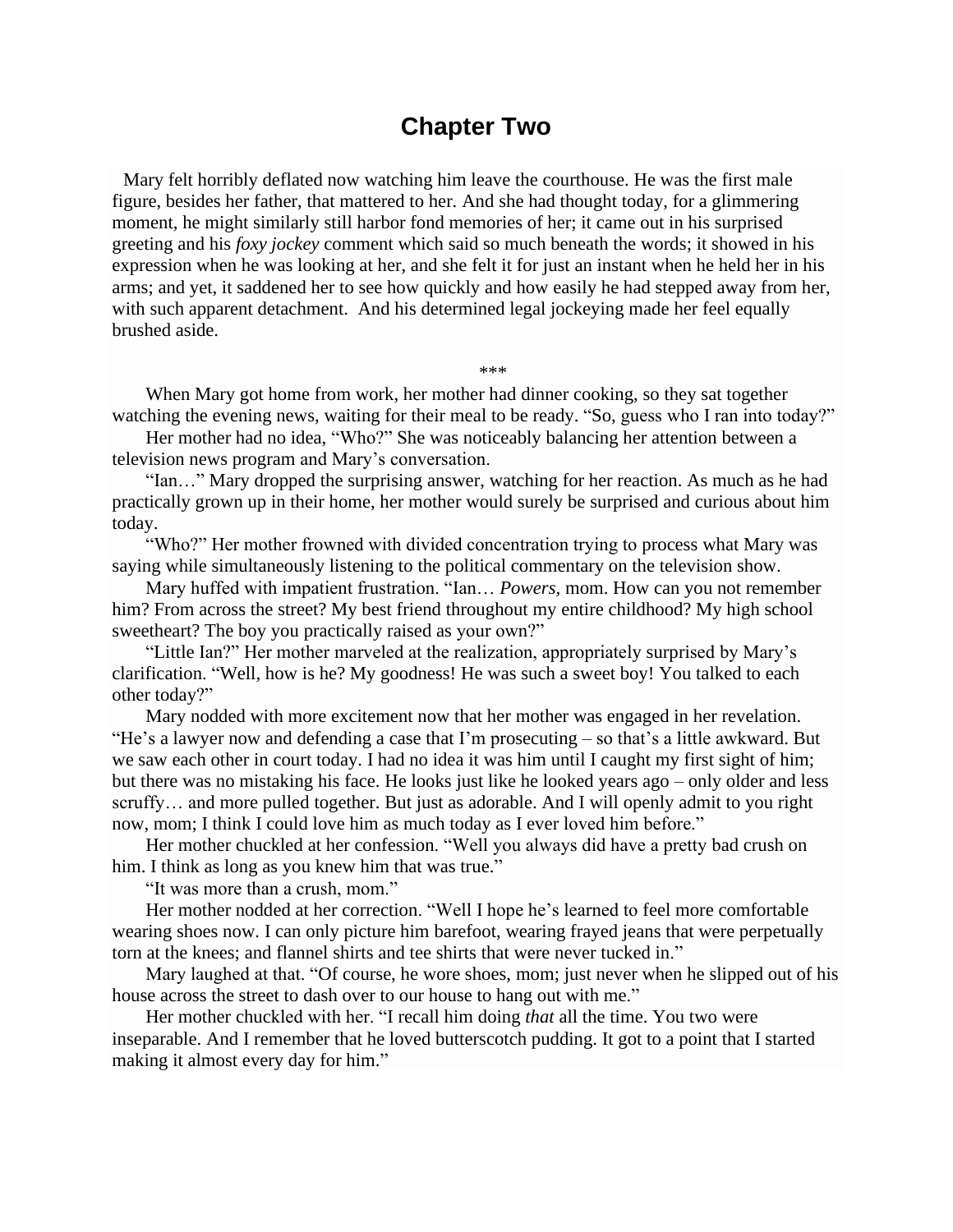# Chapter Two

Mary felt horribly deflated now watching him leave the courthouse. He was the first male figure, besides her father, that mattered to her. And she had thought today, for a glimmering moment, he might similarly still harbor fond memories of her; it came out in his surprised greeting and his *foxy jockey* comment which said so much beneath the words; it showed in his expression when he was looking at her, and she felt it for just an instant when he held her in his arms; and yet, it saddened her to see how quickly and how easily he had stepped away from her, with such apparent detachment. And his determined legal jockeying made her feel equally brushed aside.

\*\*\*

When Mary got home from work, her mother had dinner cooking, so they sat together watching the evening news, waiting for their meal to be ready. "So, guess who I ran into today?"

Her mother had no idea, "Who?" She was noticeably balancing her attention between a television news program and Mary's conversation.

"Ian…" Mary dropped the surprising answer, watching for her reaction. As much as he had practically grown up in their home, her mother would surely be surprised and curious about him today.

"Who?" Her mother frowned with divided concentration trying to process what Mary was saying while simultaneously listening to the political commentary on the television show.

Mary huffed with impatient frustration. "Ian… *Powers,* mom. How can you not remember him? From across the street? My best friend throughout my entire childhood? My high school sweetheart? The boy you practically raised as your own?"

"Little Ian?" Her mother marveled at the realization, appropriately surprised by Mary's clarification. "Well, how is he? My goodness! He was such a sweet boy! You talked to each other today?"

Mary nodded with more excitement now that her mother was engaged in her revelation. "He's a lawyer now and defending a case that I'm prosecuting – so that's a little awkward. But we saw each other in court today. I had no idea it was him until I caught my first sight of him; but there was no mistaking his face. He looks just like he looked years ago – only older and less scruffy… and more pulled together. But just as adorable. And I will openly admit to you right now, mom; I think I could love him as much today as I ever loved him before."

Her mother chuckled at her confession. "Well you always did have a pretty bad crush on him. I think as long as you knew him that was true."

"It was more than a crush, mom."

Her mother nodded at her correction. "Well I hope he's learned to feel more comfortable wearing shoes now. I can only picture him barefoot, wearing frayed jeans that were perpetually torn at the knees; and flannel shirts and tee shirts that were never tucked in."

Mary laughed at that. "Of course, he wore shoes, mom; just never when he slipped out of his house across the street to dash over to our house to hang out with me."

Her mother chuckled with her. "I recall him doing *that* all the time. You two were inseparable. And I remember that he loved butterscotch pudding. It got to a point that I started making it almost every day for him."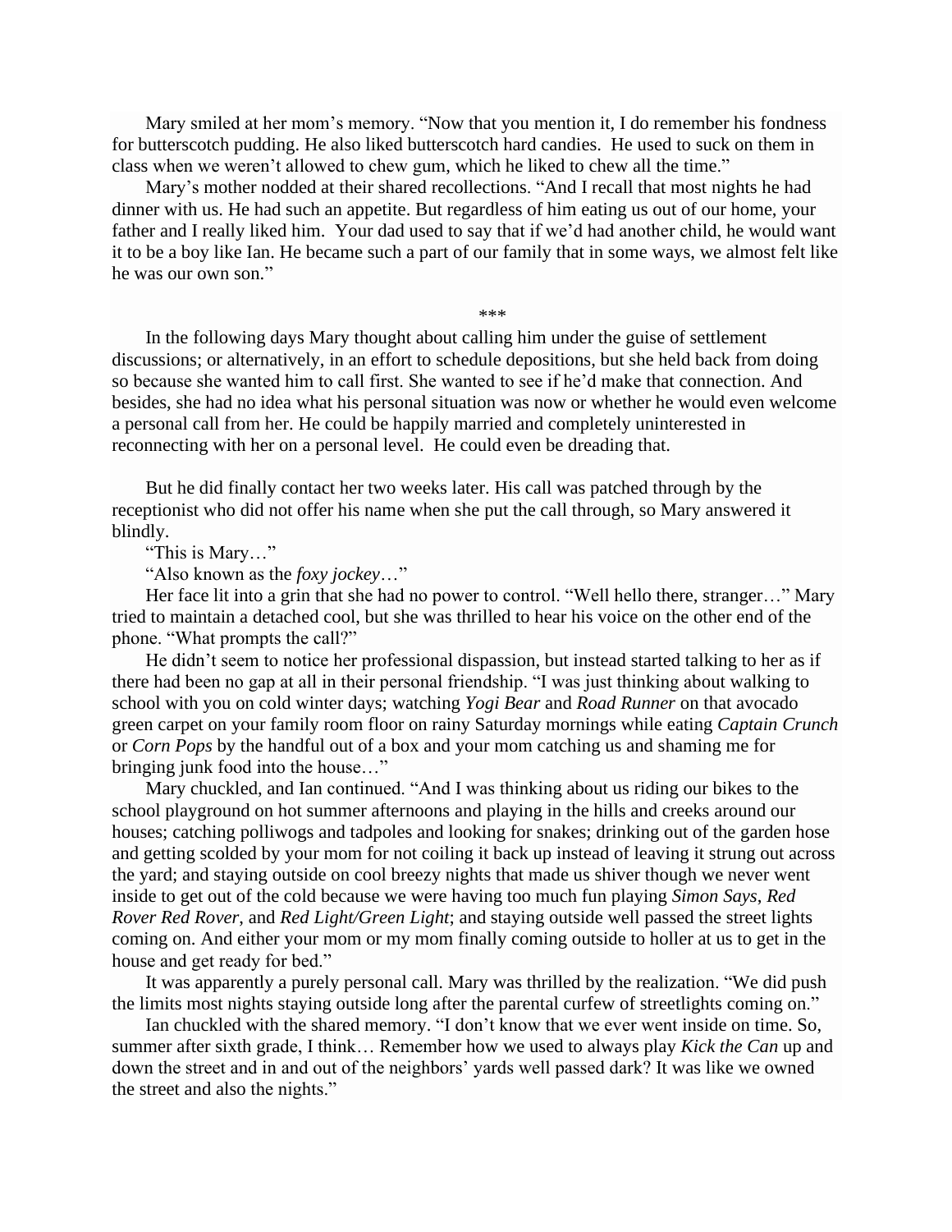Mary smiled at her mom's memory. "Now that you mention it, I do remember his fondness for butterscotch pudding. He also liked butterscotch hard candies. He used to suck on them in class when we weren't allowed to chew gum, which he liked to chew all the time."

Mary's mother nodded at their shared recollections. "And I recall that most nights he had dinner with us. He had such an appetite. But regardless of him eating us out of our home, your father and I really liked him. Your dad used to say that if we'd had another child, he would want it to be a boy like Ian. He became such a part of our family that in some ways, we almost felt like he was our own son."

\*\*\*

In the following days Mary thought about calling him under the guise of settlement discussions; or alternatively, in an effort to schedule depositions, but she held back from doing so because she wanted him to call first. She wanted to see if he'd make that connection. And besides, she had no idea what his personal situation was now or whether he would even welcome a personal call from her. He could be happily married and completely uninterested in reconnecting with her on a personal level. He could even be dreading that.

But he did finally contact her two weeks later. His call was patched through by the receptionist who did not offer his name when she put the call through, so Mary answered it blindly.

"This is Mary…"

"Also known as the *foxy jockey*…"

Her face lit into a grin that she had no power to control. "Well hello there, stranger…" Mary tried to maintain a detached cool, but she was thrilled to hear his voice on the other end of the phone. "What prompts the call?"

He didn't seem to notice her professional dispassion, but instead started talking to her as if there had been no gap at all in their personal friendship. "I was just thinking about walking to school with you on cold winter days; watching *Yogi Bear* and *Road Runner* on that avocado green carpet on your family room floor on rainy Saturday mornings while eating *Captain Crunch* or *Corn Pops* by the handful out of a box and your mom catching us and shaming me for bringing junk food into the house…"

Mary chuckled, and Ian continued. "And I was thinking about us riding our bikes to the school playground on hot summer afternoons and playing in the hills and creeks around our houses; catching polliwogs and tadpoles and looking for snakes; drinking out of the garden hose and getting scolded by your mom for not coiling it back up instead of leaving it strung out across the yard; and staying outside on cool breezy nights that made us shiver though we never went inside to get out of the cold because we were having too much fun playing *Simon Says*, *Red Rover Red Rover*, and *Red Light/Green Light*; and staying outside well passed the street lights coming on. And either your mom or my mom finally coming outside to holler at us to get in the house and get ready for bed."

It was apparently a purely personal call. Mary was thrilled by the realization. "We did push the limits most nights staying outside long after the parental curfew of streetlights coming on."

Ian chuckled with the shared memory. "I don't know that we ever went inside on time. So, summer after sixth grade, I think… Remember how we used to always play *Kick the Can* up and down the street and in and out of the neighbors' yards well passed dark? It was like we owned the street and also the nights."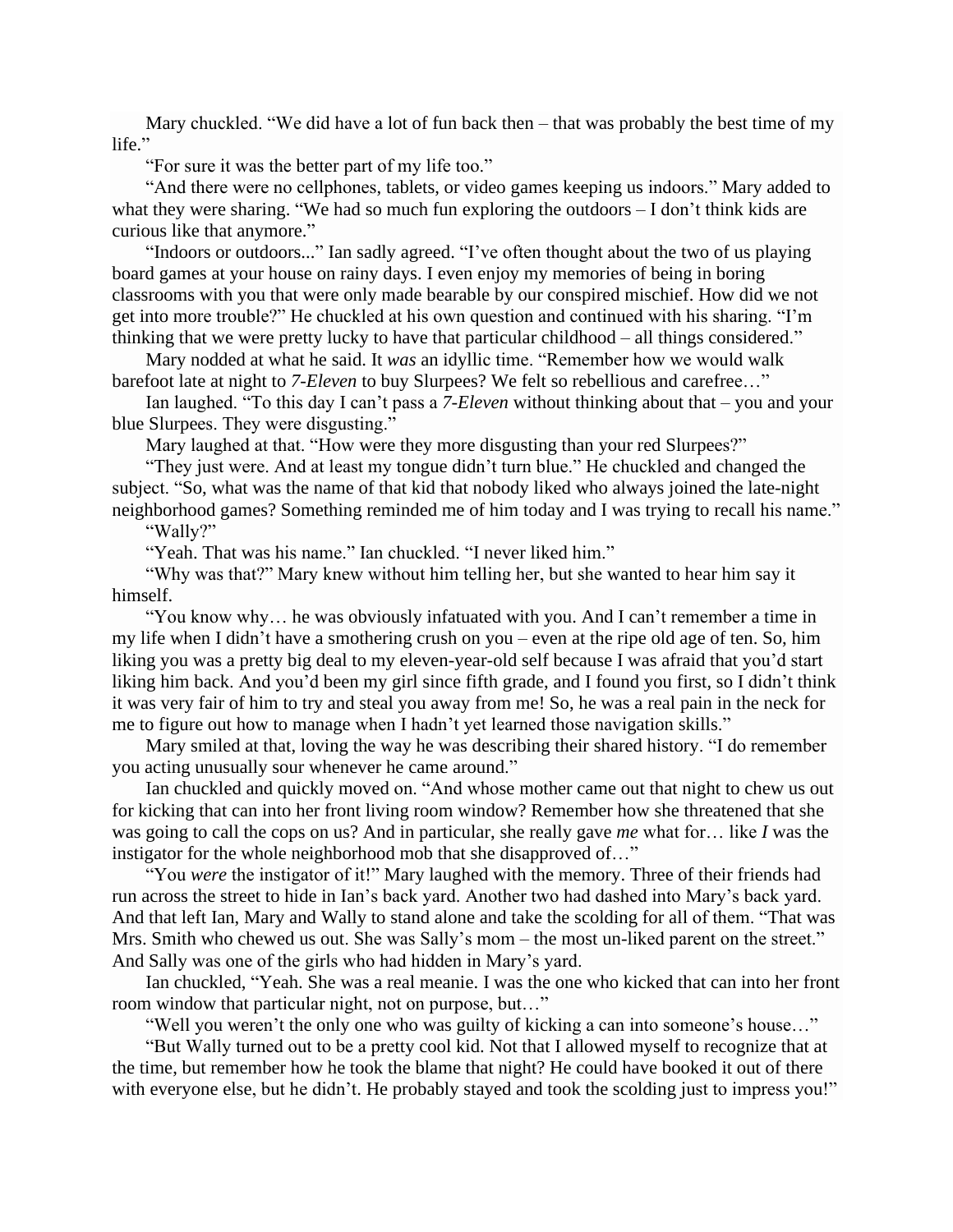Mary chuckled. "We did have a lot of fun back then – that was probably the best time of my life."

"For sure it was the better part of my life too."

"And there were no cellphones, tablets, or video games keeping us indoors." Mary added to what they were sharing. "We had so much fun exploring the outdoors – I don't think kids are curious like that anymore."

"Indoors or outdoors..." Ian sadly agreed. "I've often thought about the two of us playing board games at your house on rainy days. I even enjoy my memories of being in boring classrooms with you that were only made bearable by our conspired mischief. How did we not get into more trouble?" He chuckled at his own question and continued with his sharing. "I'm thinking that we were pretty lucky to have that particular childhood – all things considered."

Mary nodded at what he said. It *was* an idyllic time. "Remember how we would walk barefoot late at night to *7-Eleven* to buy Slurpees? We felt so rebellious and carefree…"

Ian laughed. "To this day I can't pass a *7-Eleven* without thinking about that – you and your blue Slurpees. They were disgusting."

Mary laughed at that. "How were they more disgusting than your red Slurpees?"

"They just were. And at least my tongue didn't turn blue." He chuckled and changed the subject. "So, what was the name of that kid that nobody liked who always joined the late-night neighborhood games? Something reminded me of him today and I was trying to recall his name."

"Wally?"

"Yeah. That was his name." Ian chuckled. "I never liked him."

"Why was that?" Mary knew without him telling her, but she wanted to hear him say it himself.

"You know why… he was obviously infatuated with you. And I can't remember a time in my life when I didn't have a smothering crush on you – even at the ripe old age of ten. So, him liking you was a pretty big deal to my eleven-year-old self because I was afraid that you'd start liking him back. And you'd been my girl since fifth grade, and I found you first, so I didn't think it was very fair of him to try and steal you away from me! So, he was a real pain in the neck for me to figure out how to manage when I hadn't yet learned those navigation skills."

Mary smiled at that, loving the way he was describing their shared history. "I do remember you acting unusually sour whenever he came around."

Ian chuckled and quickly moved on. "And whose mother came out that night to chew us out for kicking that can into her front living room window? Remember how she threatened that she was going to call the cops on us? And in particular, she really gave *me* what for… like *I* was the instigator for the whole neighborhood mob that she disapproved of…"

"You *were* the instigator of it!" Mary laughed with the memory. Three of their friends had run across the street to hide in Ian's back yard. Another two had dashed into Mary's back yard. And that left Ian, Mary and Wally to stand alone and take the scolding for all of them. "That was Mrs. Smith who chewed us out. She was Sally's mom – the most un-liked parent on the street." And Sally was one of the girls who had hidden in Mary's yard.

Ian chuckled, "Yeah. She was a real meanie. I was the one who kicked that can into her front room window that particular night, not on purpose, but…"

"Well you weren't the only one who was guilty of kicking a can into someone's house…"

"But Wally turned out to be a pretty cool kid. Not that I allowed myself to recognize that at the time, but remember how he took the blame that night? He could have booked it out of there with everyone else, but he didn't. He probably stayed and took the scolding just to impress you!"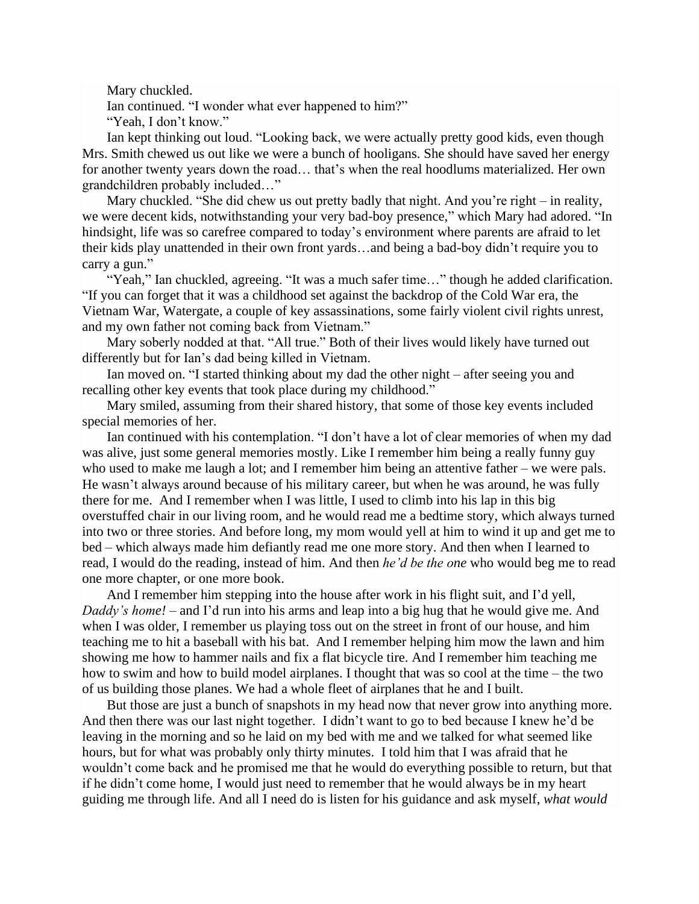Mary chuckled.

Ian continued. "I wonder what ever happened to him?"

"Yeah, I don't know."

Ian kept thinking out loud. "Looking back, we were actually pretty good kids, even though Mrs. Smith chewed us out like we were a bunch of hooligans. She should have saved her energy for another twenty years down the road… that's when the real hoodlums materialized. Her own grandchildren probably included…"

Mary chuckled. "She did chew us out pretty badly that night. And you're right – in reality, we were decent kids, notwithstanding your very bad-boy presence," which Mary had adored. "In hindsight, life was so carefree compared to today's environment where parents are afraid to let their kids play unattended in their own front yards…and being a bad-boy didn't require you to carry a gun."

"Yeah," Ian chuckled, agreeing. "It was a much safer time…" though he added clarification. "If you can forget that it was a childhood set against the backdrop of the Cold War era, the Vietnam War, Watergate, a couple of key assassinations, some fairly violent civil rights unrest, and my own father not coming back from Vietnam."

Mary soberly nodded at that. "All true." Both of their lives would likely have turned out differently but for Ian's dad being killed in Vietnam.

Ian moved on. "I started thinking about my dad the other night – after seeing you and recalling other key events that took place during my childhood."

Mary smiled, assuming from their shared history, that some of those key events included special memories of her.

Ian continued with his contemplation. "I don't have a lot of clear memories of when my dad was alive, just some general memories mostly. Like I remember him being a really funny guy who used to make me laugh a lot; and I remember him being an attentive father – we were pals. He wasn't always around because of his military career, but when he was around, he was fully there for me. And I remember when I was little, I used to climb into his lap in this big overstuffed chair in our living room, and he would read me a bedtime story, which always turned into two or three stories. And before long, my mom would yell at him to wind it up and get me to bed – which always made him defiantly read me one more story. And then when I learned to read, I would do the reading, instead of him. And then *he'd be the one* who would beg me to read one more chapter, or one more book.

And I remember him stepping into the house after work in his flight suit, and I'd yell, *Daddy's home!* – and I'd run into his arms and leap into a big hug that he would give me. And when I was older, I remember us playing toss out on the street in front of our house, and him teaching me to hit a baseball with his bat. And I remember helping him mow the lawn and him showing me how to hammer nails and fix a flat bicycle tire. And I remember him teaching me how to swim and how to build model airplanes. I thought that was so cool at the time – the two of us building those planes. We had a whole fleet of airplanes that he and I built.

But those are just a bunch of snapshots in my head now that never grow into anything more. And then there was our last night together. I didn't want to go to bed because I knew he'd be leaving in the morning and so he laid on my bed with me and we talked for what seemed like hours, but for what was probably only thirty minutes. I told him that I was afraid that he wouldn't come back and he promised me that he would do everything possible to return, but that if he didn't come home, I would just need to remember that he would always be in my heart guiding me through life. And all I need do is listen for his guidance and ask myself, *what would*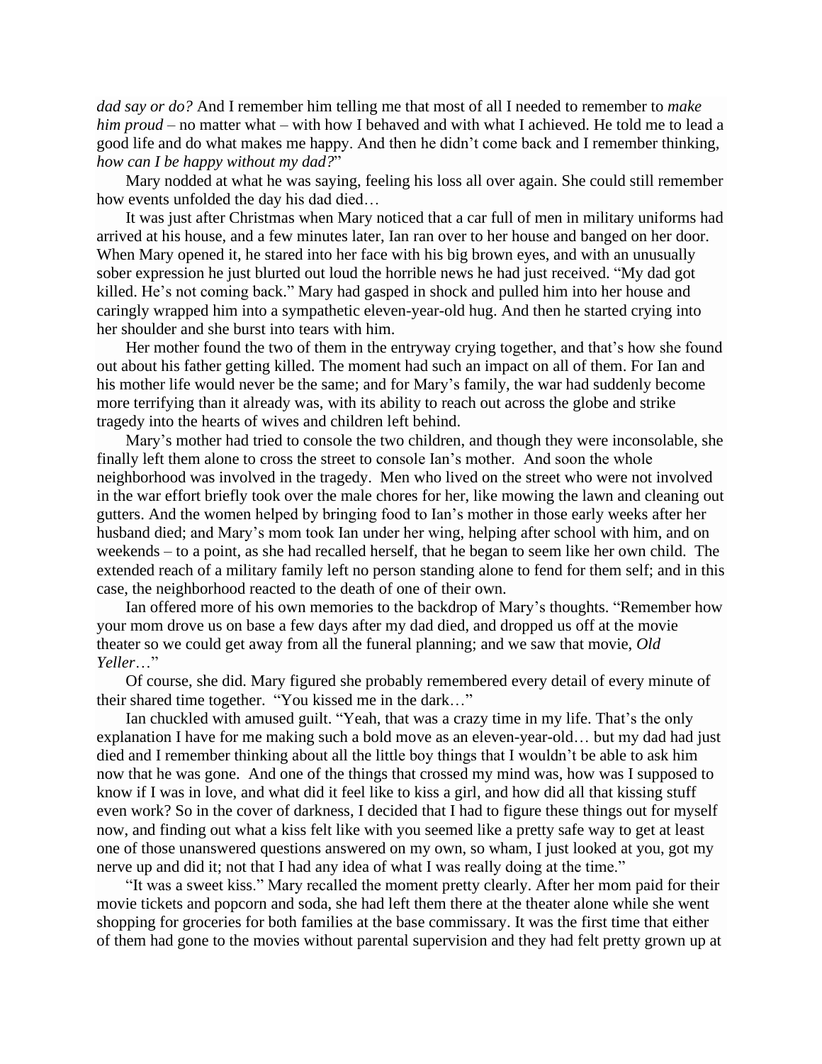*dad say or do?* And I remember him telling me that most of all I needed to remember to *make him proud* – no matter what – with how I behaved and with what I achieved. He told me to lead a good life and do what makes me happy. And then he didn't come back and I remember thinking, *how can I be happy without my dad?*"

Mary nodded at what he was saying, feeling his loss all over again. She could still remember how events unfolded the day his dad died…

It was just after Christmas when Mary noticed that a car full of men in military uniforms had arrived at his house, and a few minutes later, Ian ran over to her house and banged on her door. When Mary opened it, he stared into her face with his big brown eyes, and with an unusually sober expression he just blurted out loud the horrible news he had just received. "My dad got killed. He's not coming back." Mary had gasped in shock and pulled him into her house and caringly wrapped him into a sympathetic eleven-year-old hug. And then he started crying into her shoulder and she burst into tears with him.

Her mother found the two of them in the entryway crying together, and that's how she found out about his father getting killed. The moment had such an impact on all of them. For Ian and his mother life would never be the same; and for Mary's family, the war had suddenly become more terrifying than it already was, with its ability to reach out across the globe and strike tragedy into the hearts of wives and children left behind.

Mary's mother had tried to console the two children, and though they were inconsolable, she finally left them alone to cross the street to console Ian's mother. And soon the whole neighborhood was involved in the tragedy. Men who lived on the street who were not involved in the war effort briefly took over the male chores for her, like mowing the lawn and cleaning out gutters. And the women helped by bringing food to Ian's mother in those early weeks after her husband died; and Mary's mom took Ian under her wing, helping after school with him, and on weekends – to a point, as she had recalled herself, that he began to seem like her own child. The extended reach of a military family left no person standing alone to fend for them self; and in this case, the neighborhood reacted to the death of one of their own.

Ian offered more of his own memories to the backdrop of Mary's thoughts. "Remember how your mom drove us on base a few days after my dad died, and dropped us off at the movie theater so we could get away from all the funeral planning; and we saw that movie, *Old Yeller*…"

Of course, she did. Mary figured she probably remembered every detail of every minute of their shared time together. "You kissed me in the dark…"

Ian chuckled with amused guilt. "Yeah, that was a crazy time in my life. That's the only explanation I have for me making such a bold move as an eleven-year-old… but my dad had just died and I remember thinking about all the little boy things that I wouldn't be able to ask him now that he was gone. And one of the things that crossed my mind was, how was I supposed to know if I was in love, and what did it feel like to kiss a girl, and how did all that kissing stuff even work? So in the cover of darkness, I decided that I had to figure these things out for myself now, and finding out what a kiss felt like with you seemed like a pretty safe way to get at least one of those unanswered questions answered on my own, so wham, I just looked at you, got my nerve up and did it; not that I had any idea of what I was really doing at the time."

"It was a sweet kiss." Mary recalled the moment pretty clearly. After her mom paid for their movie tickets and popcorn and soda, she had left them there at the theater alone while she went shopping for groceries for both families at the base commissary. It was the first time that either of them had gone to the movies without parental supervision and they had felt pretty grown up at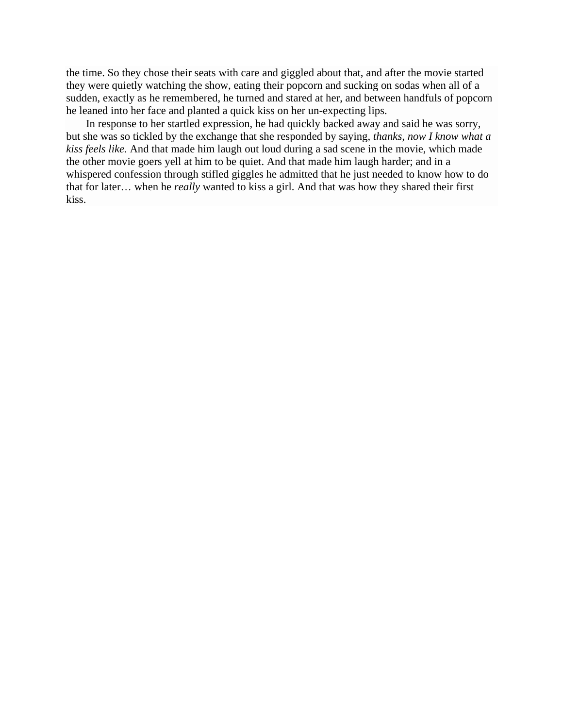the time. So they chose their seats with care and giggled about that, and after the movie started they were quietly watching the show, eating their popcorn and sucking on sodas when all of a sudden, exactly as he remembered, he turned and stared at her, and between handfuls of popcorn he leaned into her face and planted a quick kiss on her un-expecting lips.

In response to her startled expression, he had quickly backed away and said he was sorry, but she was so tickled by the exchange that she responded by saying, *thanks, now I know what a kiss feels like.* And that made him laugh out loud during a sad scene in the movie, which made the other movie goers yell at him to be quiet. And that made him laugh harder; and in a whispered confession through stifled giggles he admitted that he just needed to know how to do that for later… when he *really* wanted to kiss a girl. And that was how they shared their first kiss.